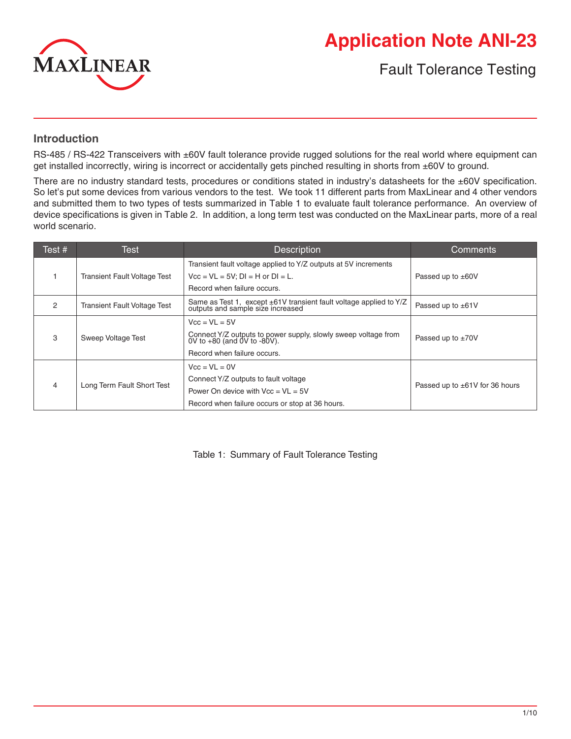# Application Note ANI-23

## Fault Tolerance Testing

### Introduction

RS-485 / RS-422 Transceivers with ±60V fault tolerance provide rugged solutions for the real world where equipment can get installed incorrectly, wiring is incorrect or accidentally gets pinched resulting in shorts from ±60V to ground.

There are no industry standard tests, procedures or conditions stated in industry's datasheets for the ±60V specification. So let's put some devices from various vendors to the test. We took 11 different parts from MaxLinear and 4 other vendors and submitted them to two types of tests summarized in Table 1 to evaluate fault tolerance performance. An overview of device specifications is given in Table 2. In addition, a long term test was conducted on the MaxLinear parts, more of a real world scenario.

| Test # | Test | Description | Comments |
|---|---|---|---|
| 1 | Transient Fault Voltage Test | Transient fault voltage applied to Y/Z outputs at 5V increments<br>Vcc = VL = 5V; DI = H or DI = L.<br>Record when failure occurs. | Passed up to ±60V |
| 2 | Transient Fault Voltage Test | Same as Test 1, except ±61V transient fault voltage applied to Y/Z outputs and sample size increased | Passed up to ±61V |
| 3 | Sweep Voltage Test | Vcc = VL = 5V<br>Connect Y/Z outputs to power supply, slowly sweep voltage from 0V to +80 (and 0V to -80V).<br>Record when failure occurs. | Passed up to ±70V |
| 4 | Long Term Fault Short Test | Vcc = VL = 0V<br>Connect Y/Z outputs to fault voltage<br>Power On device with Vcc = VL = 5V<br>Record when failure occurs or stop at 36 hours. | Passed up to ±61V for 36 hours |

Table 1: Summary of Fault Tolerance Testing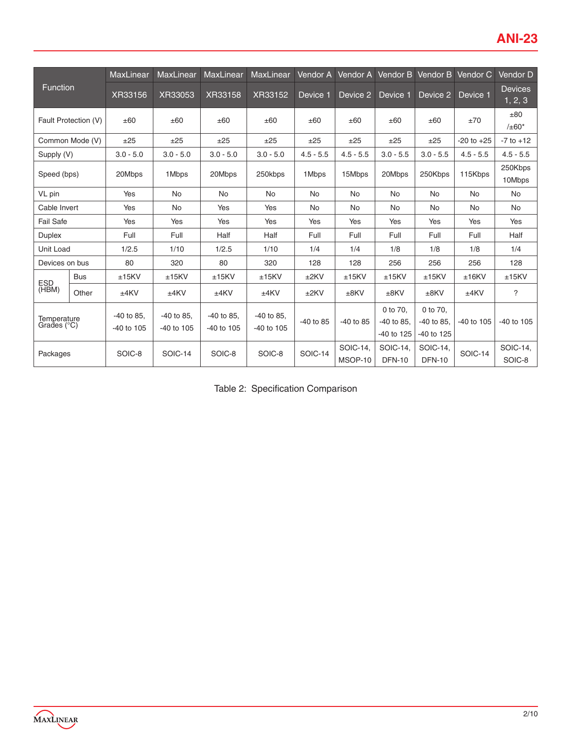| Function | | MaxLinear | MaxLinear | MaxLinear | MaxLinear | Vendor A | Vendor A | Vendor B | Vendor B | Vendor C | Vendor D |
|---|---|---|---|---|---|---|---|---|---|---|---|
| | | XR33156 | XR33053 | XR33158 | XR33152 | Device 1 | Device 2 | Device 1 | Device 2 | Device 1 | Devices 1, 2, 3 |
| Fault Protection (V) | | ±60 | ±60 | ±60 | ±60 | ±60 | ±60 | ±60 | ±60 | ±70 | ±80 /±60* |
| Common Mode (V) | | ±25 | ±25 | ±25 | ±25 | ±25 | ±25 | ±25 | ±25 | -20 to +25 | -7 to +12 |
| Supply (V) | | 3.0 - 5.0 | 3.0 - 5.0 | 3.0 - 5.0 | 3.0 - 5.0 | 4.5 - 5.5 | 4.5 - 5.5 | 3.0 - 5.5 | 3.0 - 5.5 | 4.5 - 5.5 | 4.5 - 5.5 |
| Speed (bps) | | 20Mbps | 1Mbps | 20Mbps | 250kbps | 1Mbps | 15Mbps | 20Mbps | 250Kbps | 115Kbps | 250Kbps 10Mbps |
| VL pin | | Yes | No | No | No | No | No | No | No | No | No |
| Cable Invert | | Yes | No | Yes | Yes | No | No | No | No | No | No |
| Fail Safe | | Yes | Yes | Yes | Yes | Yes | Yes | Yes | Yes | Yes | Yes |
| Duplex | | Full | Full | Half | Half | Full | Full | Full | Full | Full | Half |
| Unit Load | | 1/2.5 | 1/10 | 1/2.5 | 1/10 | 1/4 | 1/4 | 1/8 | 1/8 | 1/8 | 1/4 |
| Devices on bus | | 80 | 320 | 80 | 320 | 128 | 128 | 256 | 256 | 256 | 128 |
| ESD (HBM) | Bus | ±15KV | ±15KV | ±15KV | ±15KV | ±2KV | ±15KV | ±15KV | ±15KV | ±16KV | ±15KV |
| | Other | ±4KV | ±4KV | ±4KV | ±4KV | ±2KV | ±8KV | ±8KV | ±8KV | ±4KV | ? |
| Temperature Grades (°C) | | -40 to 85, -40 to 105 | -40 to 85, -40 to 105 | -40 to 85, -40 to 105 | -40 to 85, -40 to 105 | -40 to 85 | -40 to 85 | 0 to 70, -40 to 85, -40 to 125 | 0 to 70, -40 to 85, -40 to 125 | -40 to 105 | -40 to 105 |
| Packages | | SOIC-8 | SOIC-14 | SOIC-8 | SOIC-8 | SOIC-14 | SOIC-14, MSOP-10 | SOIC-14, DFN-10 | SOIC-14, DFN-10 | SOIC-14 | SOIC-14, SOIC-8 |

Table 2: Specification Comparison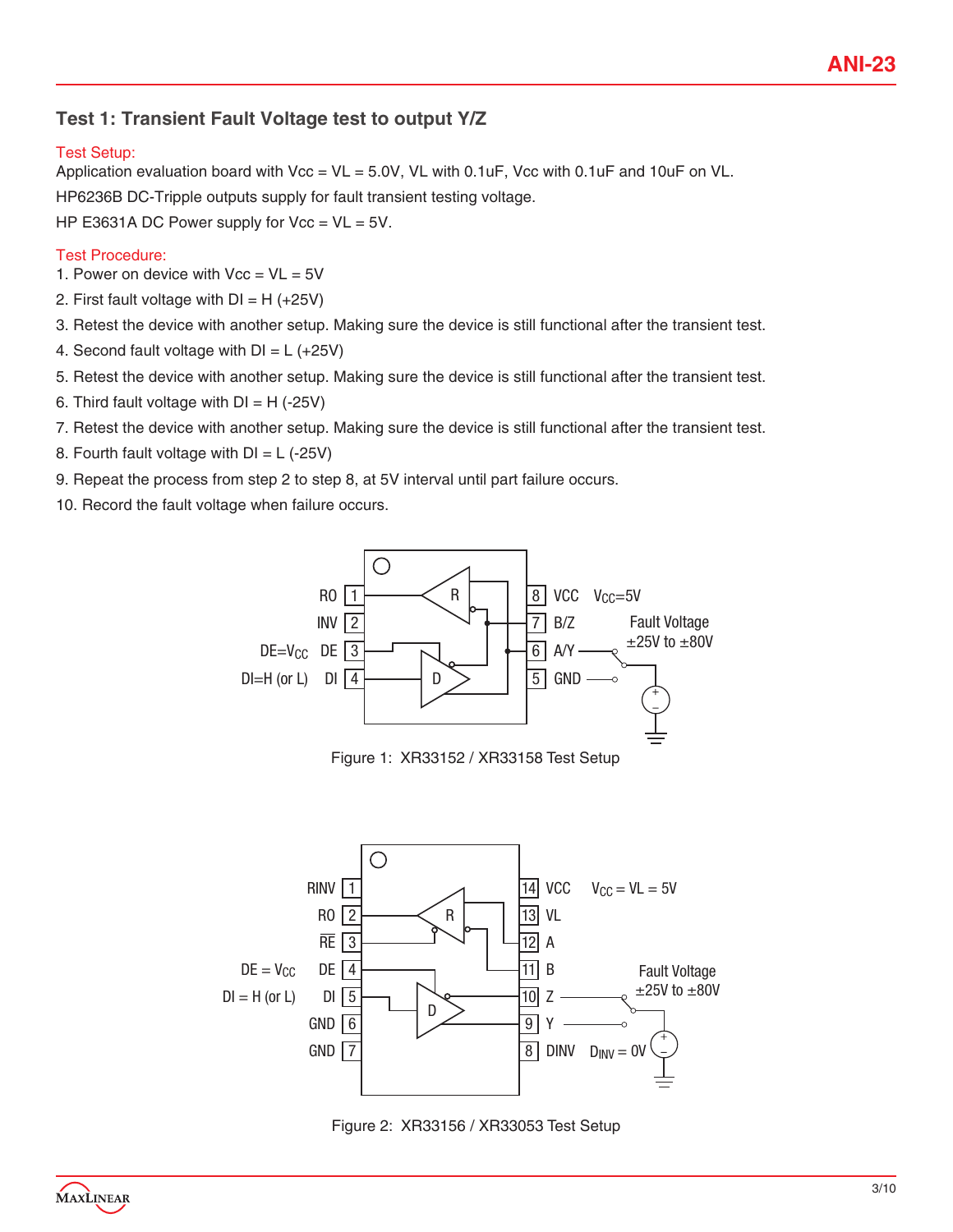## Test 1: Transient Fault Voltage test to output Y/Z

Test Setup:

Application evaluation board with Vcc = VL = 5.0V, VL with 0.1uF, Vcc with 0.1uF and 10uF on VL.

HP6236B DC-Tripple outputs supply for fault transient testing voltage.

HP E3631A DC Power supply for Vcc = VL = 5V.

Test Procedure:

1. Power on device with Vcc = VL = 5V
2. First fault voltage with DI = H (+25V)
3. Retest the device with another setup. Making sure the device is still functional after the transient test.
4. Second fault voltage with DI = L (+25V)
5. Retest the device with another setup. Making sure the device is still functional after the transient test.
6. Third fault voltage with DI = H (-25V)
7. Retest the device with another setup. Making sure the device is still functional after the transient test.
8. Fourth fault voltage with DI = L (-25V)
9. Repeat the process from step 2 to step 8, at 5V interval until part failure occurs.
10. Record the fault voltage when failure occurs.

Figure 1: XR33152 / XR33158 Test Setup

Figure 2: XR33156 / XR33053 Test Setup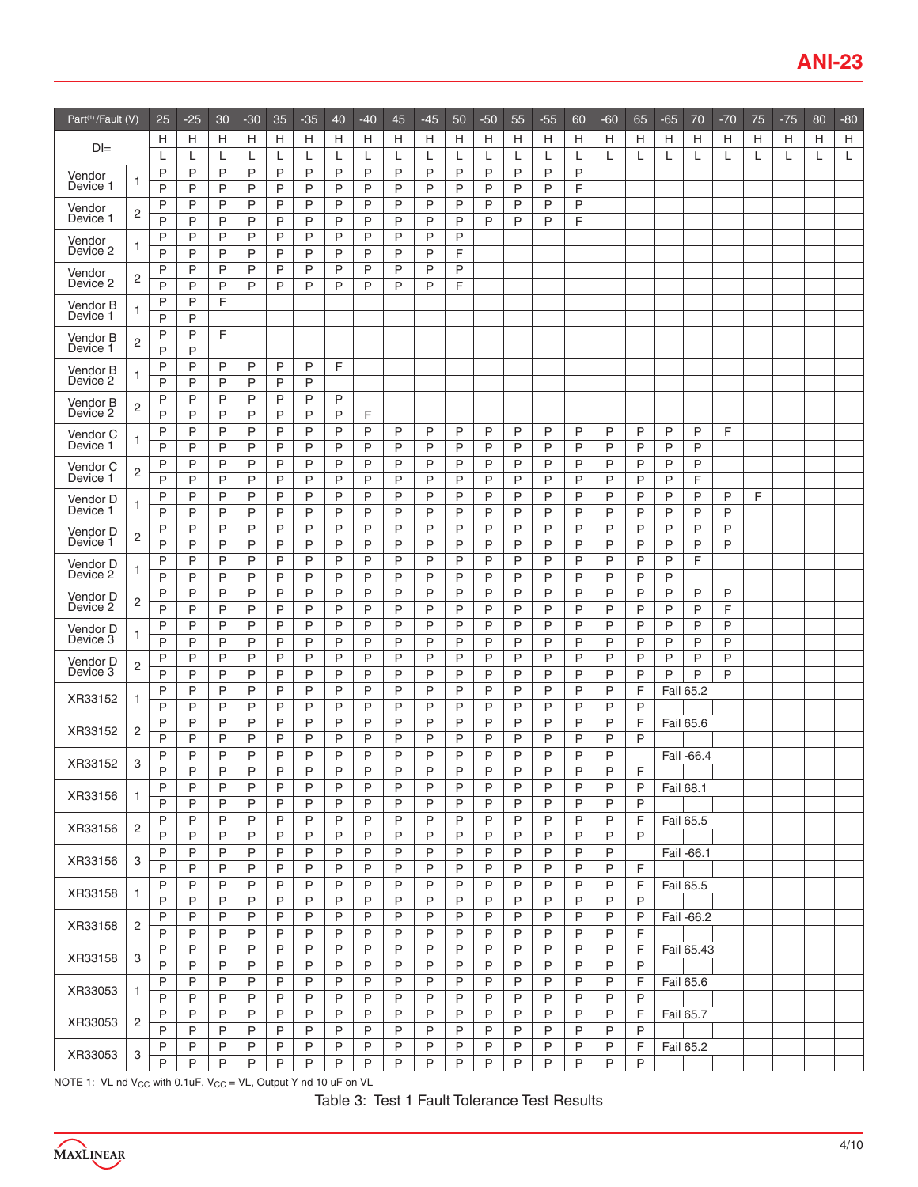| Part[1]/Fault (V) | | 25 | -25 | 30 | -30 | 35 | -35 | 40 | -40 | 45 | -45 | 50 | -50 | 55 | -55 | 60 | -60 | 65 | -65 | 70 | -70 | 75 | -75 | 80 | -80 |
|---|---|---|---|---|---|---|---|---|---|---|---|---|---|---|---|---|---|---|---|---|---|---|---|---|---|
| DI= | | H | H | H | H | H | H | H | H | H | H | H | H | H | H | H | H | H | H | H | H | H | H | H | H |
| | | L | L | L | L | L | L | L | L | L | L | L | L | L | L | L | L | L | L | L | L | L | L | L | L |
| Vendor Device 1 | 1 | P | P | P | P | P | P | P | P | P | P | P | P | P | P | P | | | | | | | | | |
| | | P | P | P | P | P | P | P | P | P | P | P | P | P | P | F | | | | | | | | | |
| Vendor Device 1 | 2 | P | P | P | P | P | P | P | P | P | P | P | P | P | P | P | | | | | | | | | |
| | | P | P | P | P | P | P | P | P | P | P | P | P | P | P | F | | | | | | | | | |
| Vendor Device 2 | 1 | P | P | P | P | P | P | P | P | P | P | P | | | | | | | | | | | | | |
| | | P | P | P | P | P | P | P | P | P | P | F | | | | | | | | | | | | | |
| Vendor Device 2 | 2 | P | P | P | P | P | P | P | P | P | P | P | | | | | | | | | | | | | |
| | | P | P | P | P | P | P | P | P | P | P | F | | | | | | | | | | | | | |
| Vendor B Device 1 | 1 | P | P | F | | | | | | | | | | | | | | | | | | | | | |
| | | P | P | | | | | | | | | | | | | | | | | | | | | | |
| Vendor B Device 1 | 2 | P | P | F | | | | | | | | | | | | | | | | | | | | | |
| | | P | P | | | | | | | | | | | | | | | | | | | | | | |
| Vendor B Device 2 | 1 | P | P | P | P | P | P | F | | | | | | | | | | | | | | | | | |
| | | P | P | P | P | P | P | | | | | | | | | | | | | | | | | | |
| Vendor B Device 2 | 2 | P | P | P | P | P | P | P | | | | | | | | | | | | | | | | | |
| | | P | P | P | P | P | P | P | F | | | | | | | | | | | | | | | | |
| Vendor C Device 1 | 1 | P | P | P | P | P | P | P | P | P | P | P | P | P | P | P | P | P | P | P | F | | | | |
| | | P | P | P | P | P | P | P | P | P | P | P | P | P | P | P | P | P | P | P | | | | | |
| Vendor C Device 1 | 2 | P | P | P | P | P | P | P | P | P | P | P | P | P | P | P | P | P | P | P | | | | | |
| | | P | P | P | P | P | P | P | P | P | P | P | P | P | P | P | P | P | P | F | | | | | |
| Vendor D Device 1 | 1 | P | P | P | P | P | P | P | P | P | P | P | P | P | P | P | P | P | P | P | P | F | | | |
| | | P | P | P | P | P | P | P | P | P | P | P | P | P | P | P | P | P | P | P | P | | | | |
| Vendor D Device 1 | 2 | P | P | P | P | P | P | P | P | P | P | P | P | P | P | P | P | P | P | P | P | | | | |
| | | P | P | P | P | P | P | P | P | P | P | P | P | P | P | P | P | P | P | P | P | | | | |
| Vendor D Device 2 | 1 | P | P | P | P | P | P | P | P | P | P | P | P | P | P | P | P | P | P | F | | | | | |
| | | P | P | P | P | P | P | P | P | P | P | P | P | P | P | P | P | P | P | | | | | | |
| Vendor D Device 2 | 2 | P | P | P | P | P | P | P | P | P | P | P | P | P | P | P | P | P | P | P | P | | | | |
| | | P | P | P | P | P | P | P | P | P | P | P | P | P | P | P | P | P | P | P | F | | | | |
| Vendor D Device 3 | 1 | P | P | P | P | P | P | P | P | P | P | P | P | P | P | P | P | P | P | P | P | | | | |
| | | P | P | P | P | P | P | P | P | P | P | P | P | P | P | P | P | P | P | P | P | | | | |
| Vendor D Device 3 | 2 | P | P | P | P | P | P | P | P | P | P | P | P | P | P | P | P | P | P | P | P | | | | |
| | | P | P | P | P | P | P | P | P | P | P | P | P | P | P | P | P | P | P | P | P | | | | |
| XR33152 | 1 | P | P | P | P | P | P | P | P | P | P | P | P | P | P | P | P | F | Fail 65.2 | | | | | | |
| | | P | P | P | P | P | P | P | P | P | P | P | P | P | P | P | P | P | | | | | | | |
| XR33152 | 2 | P | P | P | P | P | P | P | P | P | P | P | P | P | P | P | P | F | Fail 65.6 | | | | | | |
| | | P | P | P | P | P | P | P | P | P | P | P | P | P | P | P | P | P | | | | | | | |
| XR33152 | 3 | P | P | P | P | P | P | P | P | P | P | P | P | P | P | P | P | | Fail -66.4 | | | | | | |
| | | P | P | P | P | P | P | P | P | P | P | P | P | P | P | P | P | F | | | | | | | |
| XR33156 | 1 | P | P | P | P | P | P | P | P | P | P | P | P | P | P | P | P | P | Fail 68.1 | | | | | | |
| | | P | P | P | P | P | P | P | P | P | P | P | P | P | P | P | P | P | | | | | | | |
| XR33156 | 2 | P | P | P | P | P | P | P | P | P | P | P | P | P | P | P | P | F | Fail 65.5 | | | | | | |
| | | P | P | P | P | P | P | P | P | P | P | P | P | P | P | P | P | P | | | | | | | |
| XR33156 | 3 | P | P | P | P | P | P | P | P | P | P | P | P | P | P | P | P | | Fail -66.1 | | | | | | |
| | | P | P | P | P | P | P | P | P | P | P | P | P | P | P | P | P | F | | | | | | | |
| XR33158 | 1 | P | P | P | P | P | P | P | P | P | P | P | P | P | P | P | P | F | Fail 65.5 | | | | | | |
| | | P | P | P | P | P | P | P | P | P | P | P | P | P | P | P | P | P | | | | | | | |
| XR33158 | 2 | P | P | P | P | P | P | P | P | P | P | P | P | P | P | P | P | P | Fail -66.2 | | | | | | |
| | | P | P | P | P | P | P | P | P | P | P | P | P | P | P | P | P | F | | | | | | | |
| XR33158 | 3 | P | P | P | P | P | P | P | P | P | P | P | P | P | P | P | P | F | Fail 65.43 | | | | | | |
| | | P | P | P | P | P | P | P | P | P | P | P | P | P | P | P | P | P | | | | | | | |
| XR33053 | 1 | P | P | P | P | P | P | P | P | P | P | P | P | P | P | P | P | F | Fail 65.6 | | | | | | |
| | | P | P | P | P | P | P | P | P | P | P | P | P | P | P | P | P | P | | | | | | | |
| XR33053 | 2 | P | P | P | P | P | P | P | P | P | P | P | P | P | P | P | P | F | Fail 65.7 | | | | | | |
| | | P | P | P | P | P | P | P | P | P | P | P | P | P | P | P | P | P | | | | | | | |
| XR33053 | 3 | P | P | P | P | P | P | P | P | P | P | P | P | P | P | P | P | F | Fail 65.2 | | | | | | |
| | | P | P | P | P | P | P | P | P | P | P | P | P | P | P | P | P | P | | | | | | | |

NOTE 1: VL nd $V_{CC}$ with 0.1uF, $V_{CC}$ = VL, Output Y nd 10 uF on VL

Table 3: Test 1 Fault Tolerance Test Results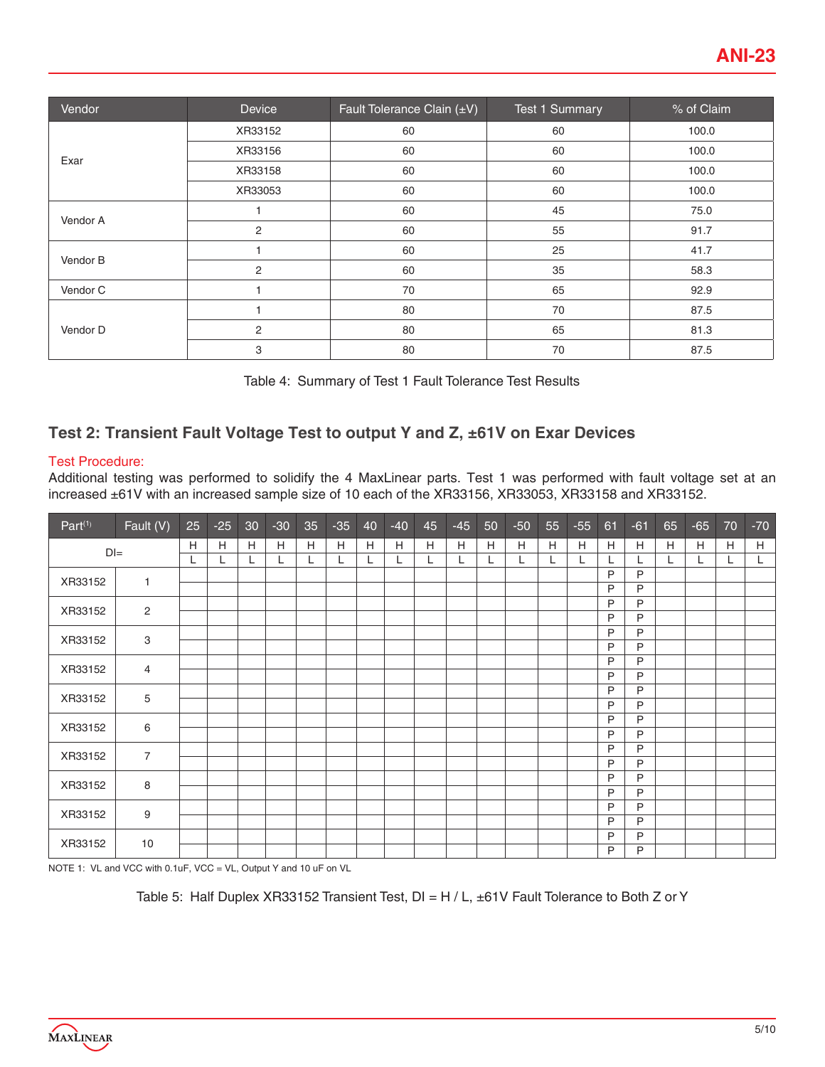| Vendor | Device | Fault Tolerance Clain (±V) | Test 1 Summary | % of Claim |
|---|---|---|---|---|
| Exar | XR33152 | 60 | 60 | 100.0 |
| | XR33156 | 60 | 60 | 100.0 |
| | XR33158 | 60 | 60 | 100.0 |
| | XR33053 | 60 | 60 | 100.0 |
| Vendor A | 1 | 60 | 45 | 75.0 |
| | 2 | 60 | 55 | 91.7 |
| Vendor B | 1 | 60 | 25 | 41.7 |
| | 2 | 60 | 35 | 58.3 |
| Vendor C | 1 | 70 | 65 | 92.9 |
| Vendor D | 1 | 80 | 70 | 87.5 |
| | 2 | 80 | 65 | 81.3 |
| | 3 | 80 | 70 | 87.5 |

Table 4: Summary of Test 1 Fault Tolerance Test Results

## Test 2: Transient Fault Voltage Test to output Y and Z, ±61V on Exar Devices

Test Procedure:

Additional testing was performed to solidify the 4 MaxLinear parts. Test 1 was performed with fault voltage set at an increased ±61V with an increased sample size of 10 each of the XR33156, XR33053, XR33158 and XR33152.

| Part[1] | Fault (V) | 25 | -25 | 30 | -30 | 35 | -35 | 40 | -40 | 45 | -45 | 50 | -50 | 55 | -55 | 61 | -61 | 65 | -65 | 70 | -70 |
|---|---|---|---|---|---|---|---|---|---|---|---|---|---|---|---|---|---|---|---|---|---|
| DI= | | H | H | H | H | H | H | H | H | H | H | H | H | H | H | H | H | H | H | H | H |
| | | L | L | L | L | L | L | L | L | L | L | L | L | L | L | L | L | L | L | L | L |
| XR33152 | 1 | | | | | | | | | | | | | | | P | P | | | | |
| | | | | | | | | | | | | | | | | P | P | | | | |
| XR33152 | 2 | | | | | | | | | | | | | | | P | P | | | | |
| | | | | | | | | | | | | | | | | P | P | | | | |
| XR33152 | 3 | | | | | | | | | | | | | | | P | P | | | | |
| | | | | | | | | | | | | | | | | P | P | | | | |
| XR33152 | 4 | | | | | | | | | | | | | | | P | P | | | | |
| | | | | | | | | | | | | | | | | P | P | | | | |
| XR33152 | 5 | | | | | | | | | | | | | | | P | P | | | | |
| | | | | | | | | | | | | | | | | P | P | | | | |
| XR33152 | 6 | | | | | | | | | | | | | | | P | P | | | | |
| | | | | | | | | | | | | | | | | P | P | | | | |
| XR33152 | 7 | | | | | | | | | | | | | | | P | P | | | | |
| | | | | | | | | | | | | | | | | P | P | | | | |
| XR33152 | 8 | | | | | | | | | | | | | | | P | P | | | | |
| | | | | | | | | | | | | | | | | P | P | | | | |
| XR33152 | 9 | | | | | | | | | | | | | | | P | P | | | | |
| | | | | | | | | | | | | | | | | P | P | | | | |
| XR33152 | 10 | | | | | | | | | | | | | | | P | P | | | | |
| | | | | | | | | | | | | | | | | P | P | | | | |

NOTE 1: VL and VCC with 0.1uF, VCC = VL, Output Y and 10 uF on VL

Table 5: Half Duplex XR33152 Transient Test, DI = H / L, ±61V Fault Tolerance to Both Z or Y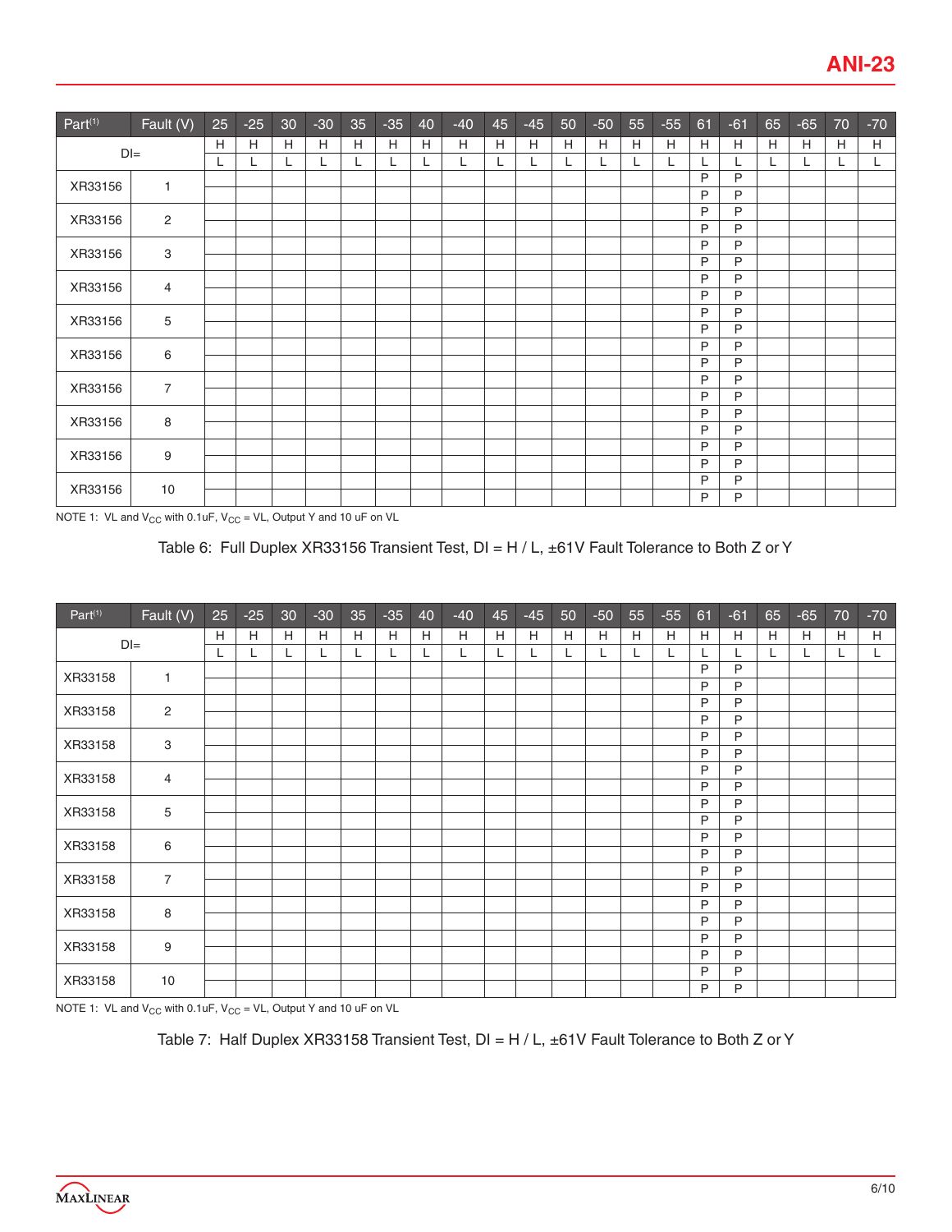| Part[1] | Fault (V) | 25 | -25 | 30 | -30 | 35 | -35 | 40 | -40 | 45 | -45 | 50 | -50 | 55 | -55 | 61 | -61 | 65 | -65 | 70 | -70 |
|---|---|---|---|---|---|---|---|---|---|---|---|---|---|---|---|---|---|---|---|---|---|
| DI= | | H | H | H | H | H | H | H | H | H | H | H | H | H | H | H | H | H | H | H | H |
| | | L | L | L | L | L | L | L | L | L | L | L | L | L | L | L | L | L | L | L | L |
| XR33156 | 1 | | | | | | | | | | | | | | | P | P | | | | |
| | | | | | | | | | | | | | | | | P | P | | | | |
| XR33156 | 2 | | | | | | | | | | | | | | | P | P | | | | |
| | | | | | | | | | | | | | | | | P | P | | | | |
| XR33156 | 3 | | | | | | | | | | | | | | | P | P | | | | |
| | | | | | | | | | | | | | | | | P | P | | | | |
| XR33156 | 4 | | | | | | | | | | | | | | | P | P | | | | |
| | | | | | | | | | | | | | | | | P | P | | | | |
| XR33156 | 5 | | | | | | | | | | | | | | | P | P | | | | |
| | | | | | | | | | | | | | | | | P | P | | | | |
| XR33156 | 6 | | | | | | | | | | | | | | | P | P | | | | |
| | | | | | | | | | | | | | | | | P | P | | | | |
| XR33156 | 7 | | | | | | | | | | | | | | | P | P | | | | |
| | | | | | | | | | | | | | | | | P | P | | | | |
| XR33156 | 8 | | | | | | | | | | | | | | | P | P | | | | |
| | | | | | | | | | | | | | | | | P | P | | | | |
| XR33156 | 9 | | | | | | | | | | | | | | | P | P | | | | |
| | | | | | | | | | | | | | | | | P | P | | | | |
| XR33156 | 10 | | | | | | | | | | | | | | | P | P | | | | |
| | | | | | | | | | | | | | | | | P | P | | | | |

NOTE 1: VL and $V_{CC}$ with 0.1uF, $V_{CC}$ = VL, Output Y and 10 uF on VL

Table 6: Full Duplex XR33156 Transient Test, DI = H / L, ±61V Fault Tolerance to Both Z or Y

| Part[1] | Fault (V) | 25 | -25 | 30 | -30 | 35 | -35 | 40 | -40 | 45 | -45 | 50 | -50 | 55 | -55 | 61 | -61 | 65 | -65 | 70 | -70 |
|---|---|---|---|---|---|---|---|---|---|---|---|---|---|---|---|---|---|---|---|---|---|
| DI= | | H | H | H | H | H | H | H | H | H | H | H | H | H | H | H | H | H | H | H | H |
| | | L | L | L | L | L | L | L | L | L | L | L | L | L | L | L | L | L | L | L | L |
| XR33158 | 1 | | | | | | | | | | | | | | | P | P | | | | |
| | | | | | | | | | | | | | | | | P | P | | | | |
| XR33158 | 2 | | | | | | | | | | | | | | | P | P | | | | |
| | | | | | | | | | | | | | | | | P | P | | | | |
| XR33158 | 3 | | | | | | | | | | | | | | | P | P | | | | |
| | | | | | | | | | | | | | | | | P | P | | | | |
| XR33158 | 4 | | | | | | | | | | | | | | | P | P | | | | |
| | | | | | | | | | | | | | | | | P | P | | | | |
| XR33158 | 5 | | | | | | | | | | | | | | | P | P | | | | |
| | | | | | | | | | | | | | | | | P | P | | | | |
| XR33158 | 6 | | | | | | | | | | | | | | | P | P | | | | |
| | | | | | | | | | | | | | | | | P | P | | | | |
| XR33158 | 7 | | | | | | | | | | | | | | | P | P | | | | |
| | | | | | | | | | | | | | | | | P | P | | | | |
| XR33158 | 8 | | | | | | | | | | | | | | | P | P | | | | |
| | | | | | | | | | | | | | | | | P | P | | | | |
| XR33158 | 9 | | | | | | | | | | | | | | | P | P | | | | |
| | | | | | | | | | | | | | | | | P | P | | | | |
| XR33158 | 10 | | | | | | | | | | | | | | | P | P | | | | |
| | | | | | | | | | | | | | | | | P | P | | | | |

NOTE 1: VL and $V_{CC}$ with 0.1uF, $V_{CC}$ = VL, Output Y and 10 uF on VL

Table 7: Half Duplex XR33158 Transient Test, DI = H / L, ±61V Fault Tolerance to Both Z or Y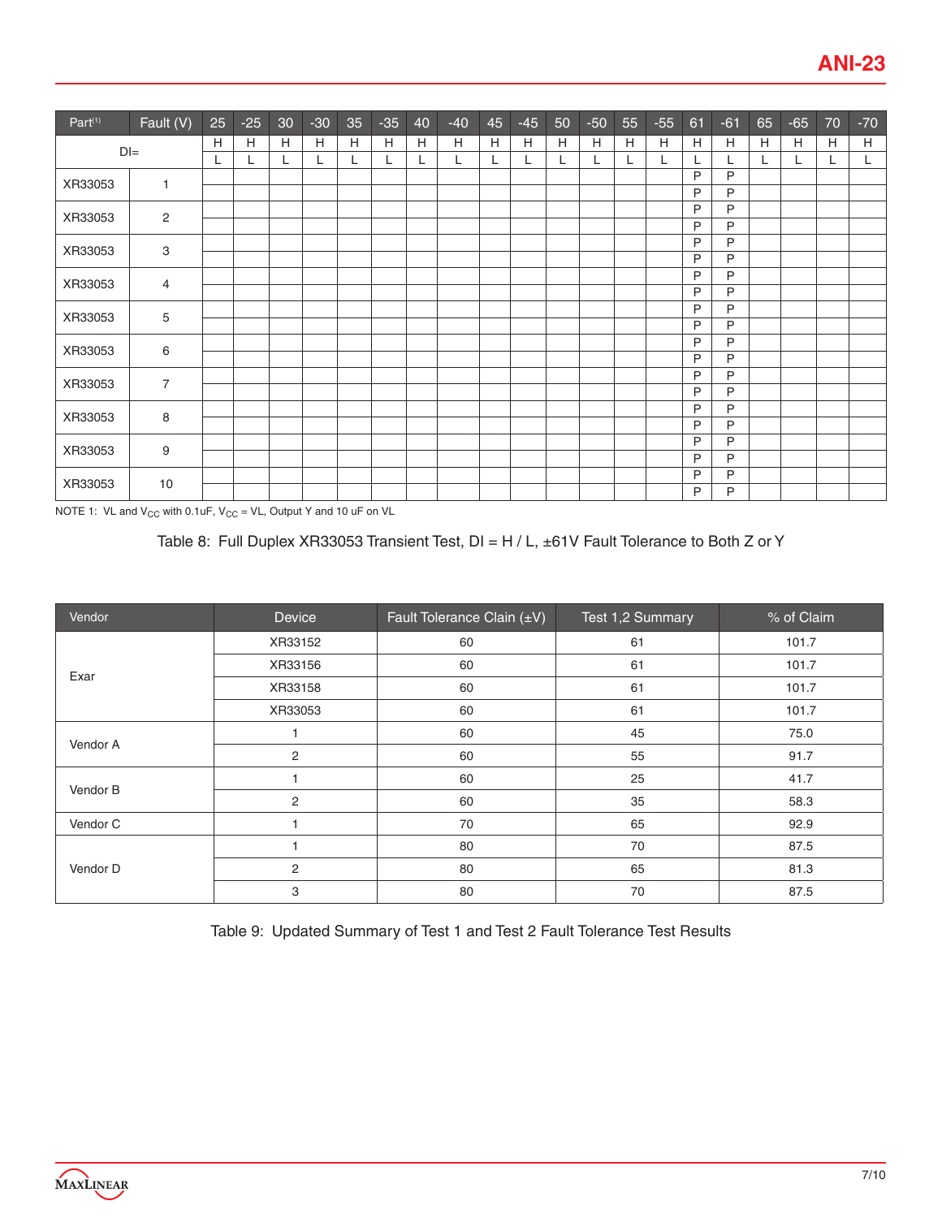| Part(1) | Fault (V) | 25 | -25 | 30 | -30 | 35 | -35 | 40 | -40 | 45 | -45 | 50 | -50 | 55 | -55 | 61 | -61 | 65 | -65 | 70 | -70 |
|---|---|---|---|---|---|---|---|---|---|---|---|---|---|---|---|---|---|---|---|---|---|
| DI= | | H | H | H | H | H | H | H | H | H | H | H | H | H | H | H | H | H | H | H | H |
| | | L | L | L | L | L | L | L | L | L | L | L | L | L | L | L | L | L | L | L | L |
| XR33053 | 1 | | | | | | | | | | | | | | | P | P | | | | |
| | | | | | | | | | | | | | | | | P | P | | | | |
| XR33053 | 2 | | | | | | | | | | | | | | | P | P | | | | |
| | | | | | | | | | | | | | | | | P | P | | | | |
| XR33053 | 3 | | | | | | | | | | | | | | | P | P | | | | |
| | | | | | | | | | | | | | | | | P | P | | | | |
| XR33053 | 4 | | | | | | | | | | | | | | | P | P | | | | |
| | | | | | | | | | | | | | | | | P | P | | | | |
| XR33053 | 5 | | | | | | | | | | | | | | | P | P | | | | |
| | | | | | | | | | | | | | | | | P | P | | | | |
| XR33053 | 6 | | | | | | | | | | | | | | | P | P | | | | |
| | | | | | | | | | | | | | | | | P | P | | | | |
| XR33053 | 7 | | | | | | | | | | | | | | | P | P | | | | |
| | | | | | | | | | | | | | | | | P | P | | | | |
| XR33053 | 8 | | | | | | | | | | | | | | | P | P | | | | |
| | | | | | | | | | | | | | | | | P | P | | | | |
| XR33053 | 9 | | | | | | | | | | | | | | | P | P | | | | |
| | | | | | | | | | | | | | | | | P | P | | | | |
| XR33053 | 10 | | | | | | | | | | | | | | | P | P | | | | |
| | | | | | | | | | | | | | | | | P | P | | | | |

NOTE 1: VL and $V_{CC}$ with 0.1uF, $V_{CC}$ = VL, Output Y and 10 uF on VL

Table 8: Full Duplex XR33053 Transient Test, DI = H / L, ±61V Fault Tolerance to Both Z or Y

| Vendor | Device | Fault Tolerance Clain (±V) | Test 1,2 Summary | % of Claim |
|---|---|---|---|---|
| Exar | XR33152 | 60 | 61 | 101.7 |
| | XR33156 | 60 | 61 | 101.7 |
| | XR33158 | 60 | 61 | 101.7 |
| | XR33053 | 60 | 61 | 101.7 |
| Vendor A | 1 | 60 | 45 | 75.0 |
| | 2 | 60 | 55 | 91.7 |
| Vendor B | 1 | 60 | 25 | 41.7 |
| | 2 | 60 | 35 | 58.3 |
| Vendor C | 1 | 70 | 65 | 92.9 |
| Vendor D | 1 | 80 | 70 | 87.5 |
| | 2 | 80 | 65 | 81.3 |
| | 3 | 80 | 70 | 87.5 |

Table 9: Updated Summary of Test 1 and Test 2 Fault Tolerance Test Results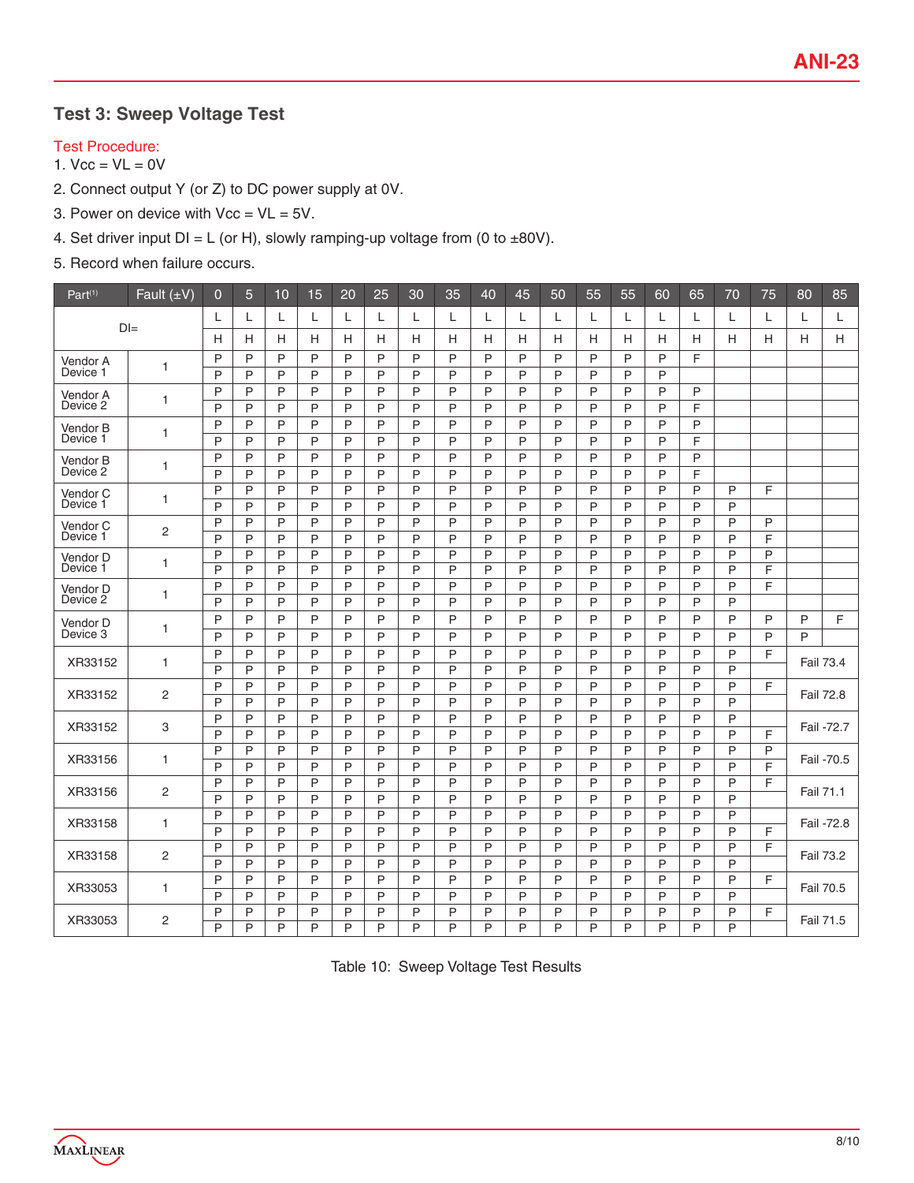## Test 3: Sweep Voltage Test

Test Procedure:

1. Vcc = VL = 0V
2. Connect output Y (or Z) to DC power supply at 0V.
3. Power on device with Vcc = VL = 5V.
4. Set driver input DI = L (or H), slowly ramping-up voltage from (0 to ±80V).
5. Record when failure occurs.

| Part[1] | Fault (±V) | 0 | 5 | 10 | 15 | 20 | 25 | 30 | 35 | 40 | 45 | 50 | 55 | 55 | 60 | 65 | 70 | 75 | 80 | 85 |
|---|---|---|---|---|---|---|---|---|---|---|---|---|---|---|---|---|---|---|---|---|
| DI= | | L | L | L | L | L | L | L | L | L | L | L | L | L | L | L | L | L | L | L |
| | | H | H | H | H | H | H | H | H | H | H | H | H | H | H | H | H | H | H | H |
| Vendor A Device 1 | 1 | P | P | P | P | P | P | P | P | P | P | P | P | P | P | F | | | | |
| | | P | P | P | P | P | P | P | P | P | P | P | P | P | P | | | | | |
| Vendor A Device 2 | 1 | P | P | P | P | P | P | P | P | P | P | P | P | P | P | P | | | | |
| | | P | P | P | P | P | P | P | P | P | P | P | P | P | P | F | | | | |
| Vendor B Device 1 | 1 | P | P | P | P | P | P | P | P | P | P | P | P | P | P | P | | | | |
| | | P | P | P | P | P | P | P | P | P | P | P | P | P | P | F | | | | |
| Vendor B Device 2 | 1 | P | P | P | P | P | P | P | P | P | P | P | P | P | P | P | | | | |
| | | P | P | P | P | P | P | P | P | P | P | P | P | P | P | F | | | | |
| Vendor C Device 1 | 1 | P | P | P | P | P | P | P | P | P | P | P | P | P | P | P | P | F | | |
| | | P | P | P | P | P | P | P | P | P | P | P | P | P | P | P | P | | | |
| Vendor C Device 1 | 2 | P | P | P | P | P | P | P | P | P | P | P | P | P | P | P | P | P | | |
| | | P | P | P | P | P | P | P | P | P | P | P | P | P | P | P | P | F | | |
| Vendor D Device 1 | 1 | P | P | P | P | P | P | P | P | P | P | P | P | P | P | P | P | P | | |
| | | P | P | P | P | P | P | P | P | P | P | P | P | P | P | P | P | F | | |
| Vendor D Device 2 | 1 | P | P | P | P | P | P | P | P | P | P | P | P | P | P | P | P | F | | |
| | | P | P | P | P | P | P | P | P | P | P | P | P | P | P | P | P | | | |
| Vendor D Device 3 | 1 | P | P | P | P | P | P | P | P | P | P | P | P | P | P | P | P | P | P | F |
| | | P | P | P | P | P | P | P | P | P | P | P | P | P | P | P | P | P | P | |
| XR33152 | 1 | P | P | P | P | P | P | P | P | P | P | P | P | P | P | P | P | F | Fail 73.4 | |
| | | P | P | P | P | P | P | P | P | P | P | P | P | P | P | P | P | | | |
| XR33152 | 2 | P | P | P | P | P | P | P | P | P | P | P | P | P | P | P | P | F | Fail 72.8 | |
| | | P | P | P | P | P | P | P | P | P | P | P | P | P | P | P | P | | | |
| XR33152 | 3 | P | P | P | P | P | P | P | P | P | P | P | P | P | P | P | P | | Fail -72.7 | |
| | | P | P | P | P | P | P | P | P | P | P | P | P | P | P | P | P | F | | |
| XR33156 | 1 | P | P | P | P | P | P | P | P | P | P | P | P | P | P | P | P | P | Fail -70.5 | |
| | | P | P | P | P | P | P | P | P | P | P | P | P | P | P | P | P | F | | |
| XR33156 | 2 | P | P | P | P | P | P | P | P | P | P | P | P | P | P | P | P | F | Fail 71.1 | |
| | | P | P | P | P | P | P | P | P | P | P | P | P | P | P | P | P | | | |
| XR33158 | 1 | P | P | P | P | P | P | P | P | P | P | P | P | P | P | P | P | | Fail -72.8 | |
| | | P | P | P | P | P | P | P | P | P | P | P | P | P | P | P | P | F | | |
| XR33158 | 2 | P | P | P | P | P | P | P | P | P | P | P | P | P | P | P | P | F | Fail 73.2 | |
| | | P | P | P | P | P | P | P | P | P | P | P | P | P | P | P | P | | | |
| XR33053 | 1 | P | P | P | P | P | P | P | P | P | P | P | P | P | P | P | P | F | Fail 70.5 | |
| | | P | P | P | P | P | P | P | P | P | P | P | P | P | P | P | P | | | |
| XR33053 | 2 | P | P | P | P | P | P | P | P | P | P | P | P | P | P | P | P | F | Fail 71.5 | |
| | | P | P | P | P | P | P | P | P | P | P | P | P | P | P | P | P | | | |

Table 10: Sweep Voltage Test Results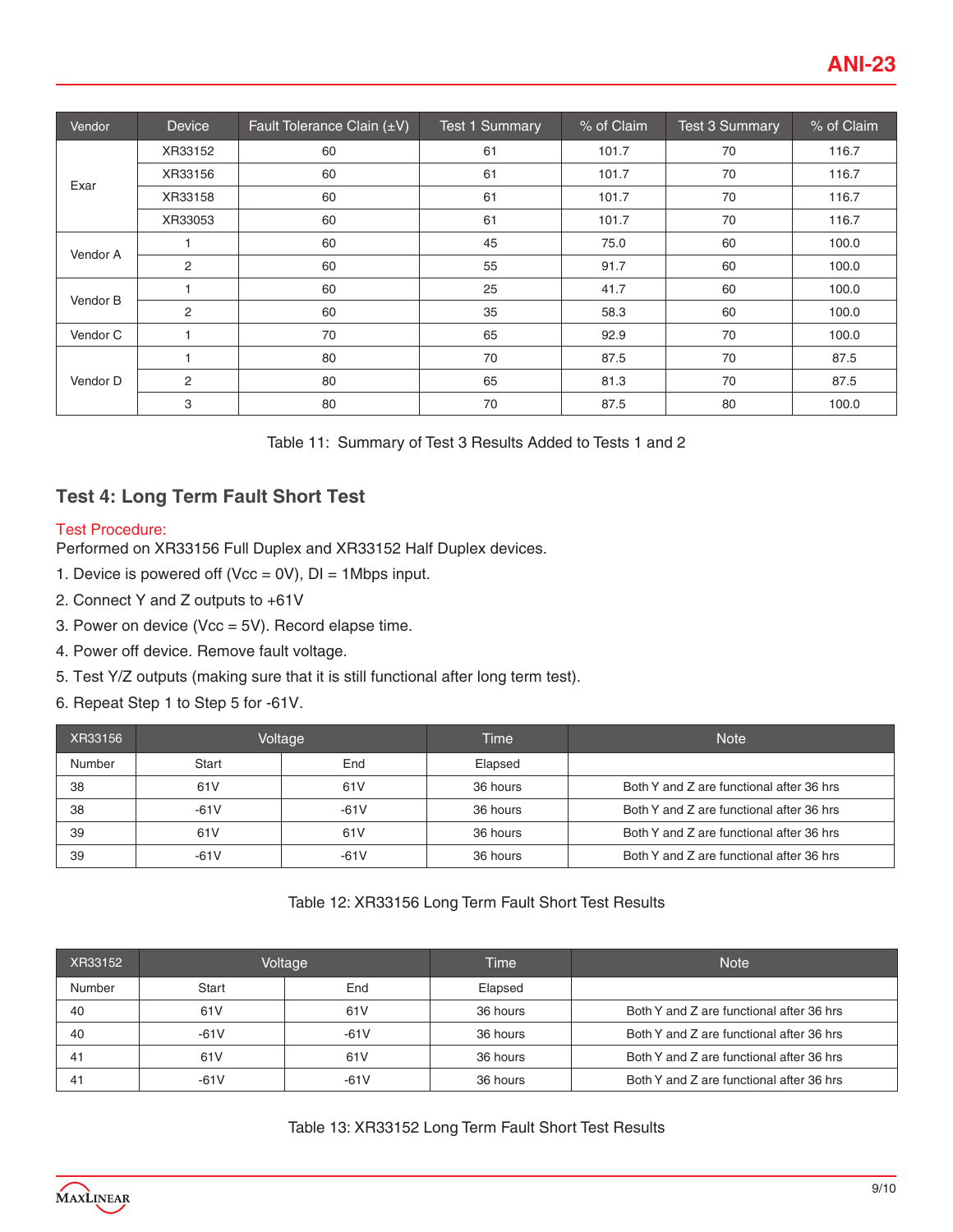| Vendor | Device | Fault Tolerance Clain (±V) | Test 1 Summary | % of Claim | Test 3 Summary | % of Claim |
|---|---|---|---|---|---|---|
| Exar | XR33152 | 60 | 61 | 101.7 | 70 | 116.7 |
| | XR33156 | 60 | 61 | 101.7 | 70 | 116.7 |
| | XR33158 | 60 | 61 | 101.7 | 70 | 116.7 |
| | XR33053 | 60 | 61 | 101.7 | 70 | 116.7 |
| Vendor A | 1 | 60 | 45 | 75.0 | 60 | 100.0 |
| | 2 | 60 | 55 | 91.7 | 60 | 100.0 |
| Vendor B | 1 | 60 | 25 | 41.7 | 60 | 100.0 |
| | 2 | 60 | 35 | 58.3 | 60 | 100.0 |
| Vendor C | 1 | 70 | 65 | 92.9 | 70 | 100.0 |
| Vendor D | 1 | 80 | 70 | 87.5 | 70 | 87.5 |
| | 2 | 80 | 65 | 81.3 | 70 | 87.5 |
| | 3 | 80 | 70 | 87.5 | 80 | 100.0 |

Table 11: Summary of Test 3 Results Added to Tests 1 and 2

## Test 4: Long Term Fault Short Test

Test Procedure:

Performed on XR33156 Full Duplex and XR33152 Half Duplex devices.

1. Device is powered off (Vcc = 0V), DI = 1Mbps input.
2. Connect Y and Z outputs to +61V
3. Power on device (Vcc = 5V). Record elapse time.
4. Power off device. Remove fault voltage.
5. Test Y/Z outputs (making sure that it is still functional after long term test).
6. Repeat Step 1 to Step 5 for -61V.

| XR33156 | Voltage | | Time | Note |
|---|---|---|---|---|
| Number | Start | End | Elapsed | |
| 38 | 61V | 61V | 36 hours | Both Y and Z are functional after 36 hrs |
| 38 | -61V | -61V | 36 hours | Both Y and Z are functional after 36 hrs |
| 39 | 61V | 61V | 36 hours | Both Y and Z are functional after 36 hrs |
| 39 | -61V | -61V | 36 hours | Both Y and Z are functional after 36 hrs |

Table 12: XR33156 Long Term Fault Short Test Results

| XR33152 | Voltage | | Time | Note |
|---|---|---|---|---|
| Number | Start | End | Elapsed | |
| 40 | 61V | 61V | 36 hours | Both Y and Z are functional after 36 hrs |
| 40 | -61V | -61V | 36 hours | Both Y and Z are functional after 36 hrs |
| 41 | 61V | 61V | 36 hours | Both Y and Z are functional after 36 hrs |
| 41 | -61V | -61V | 36 hours | Both Y and Z are functional after 36 hrs |

Table 13: XR33152 Long Term Fault Short Test Results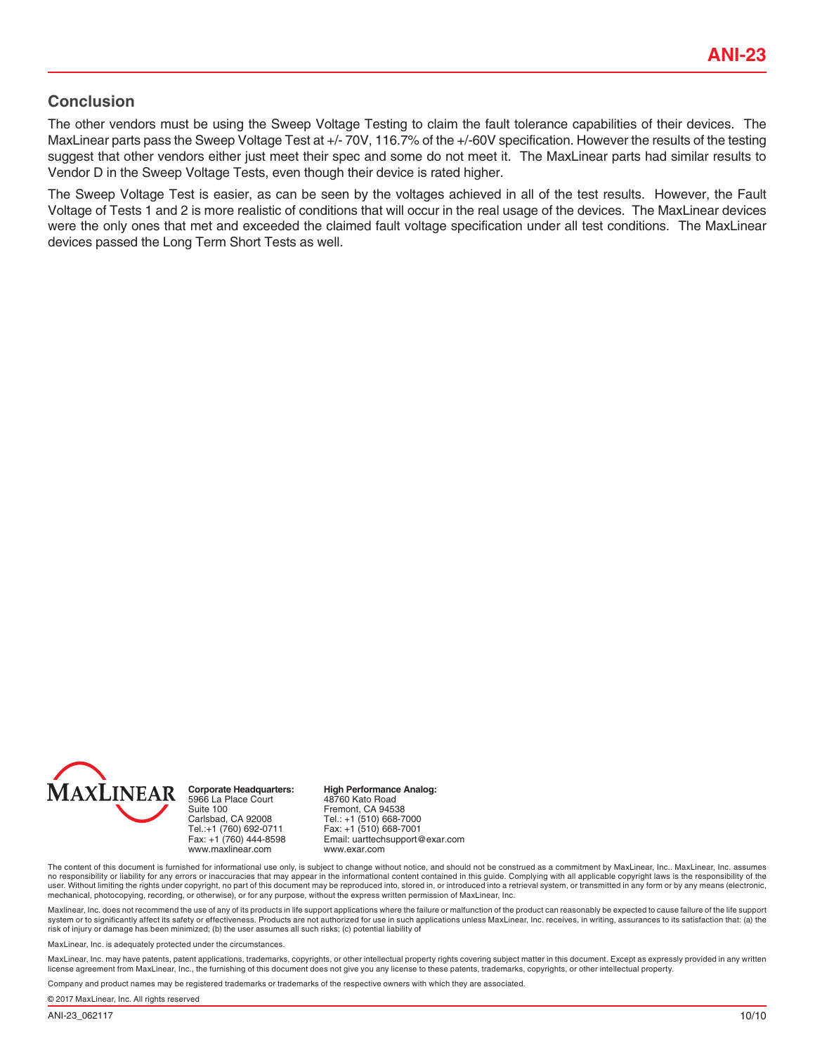## Conclusion

The other vendors must be using the Sweep Voltage Testing to claim the fault tolerance capabilities of their devices. The MaxLinear parts pass the Sweep Voltage Test at +/- 70V, 116.7% of the +/-60V specification. However the results of the testing suggest that other vendors either just meet their spec and some do not meet it. The MaxLinear parts had similar results to Vendor D in the Sweep Voltage Tests, even though their device is rated higher.

The Sweep Voltage Test is easier, as can be seen by the voltages achieved in all of the test results. However, the Fault Voltage of Tests 1 and 2 is more realistic of conditions that will occur in the real usage of the devices. The MaxLinear devices were the only ones that met and exceeded the claimed fault voltage specification under all test conditions. The MaxLinear devices passed the Long Term Short Tests as well.

MAXLINEAR

**Corporate Headquarters:**
5966 La Place Court
Suite 100
Carlsbad, CA 92008
Tel.:+1 (760) 692-0711
Fax: +1 (760) 444-8598
www.maxlinear.com

**High Performance Analog:**
48760 Kato Road
Fremont, CA 94538
Tel.: +1 (510) 668-7000
Fax: +1 (510) 668-7001
Email: uarttechsupport@exar.com
www.exar.com

The content of this document is furnished for informational use only, is subject to change without notice, and should not be construed as a commitment by MaxLinear, Inc.. MaxLinear, Inc. assumes no responsibility or liability for any errors or inaccuracies that may appear in the informational content contained in this guide. Complying with all applicable copyright laws is the responsibility of the user. Without limiting the rights under copyright, no part of this document may be reproduced into, stored in, or introduced into a retrieval system, or transmitted in any form or by any means (electronic, mechanical, photocopying, recording, or otherwise), or for any purpose, without the express written permission of MaxLinear, Inc.

Maxlinear, Inc. does not recommend the use of any of its products in life support applications where the failure or malfunction of the product can reasonably be expected to cause failure of the life support system or to significantly affect its safety or effectiveness. Products are not authorized for use in such applications unless MaxLinear, Inc. receives, in writing, assurances to its satisfaction that: (a) the risk of injury or damage has been minimized; (b) the user assumes all such risks; (c) potential liability of

MaxLinear, Inc. is adequately protected under the circumstances.

MaxLinear, Inc. may have patents, patent applications, trademarks, copyrights, or other intellectual property rights covering subject matter in this document. Except as expressly provided in any written license agreement from MaxLinear, Inc., the furnishing of this document does not give you any license to these patents, trademarks, copyrights, or other intellectual property.

Company and product names may be registered trademarks or trademarks of the respective owners with which they are associated.

© 2017 MaxLinear, Inc. All rights reserved

ANI-23_062117